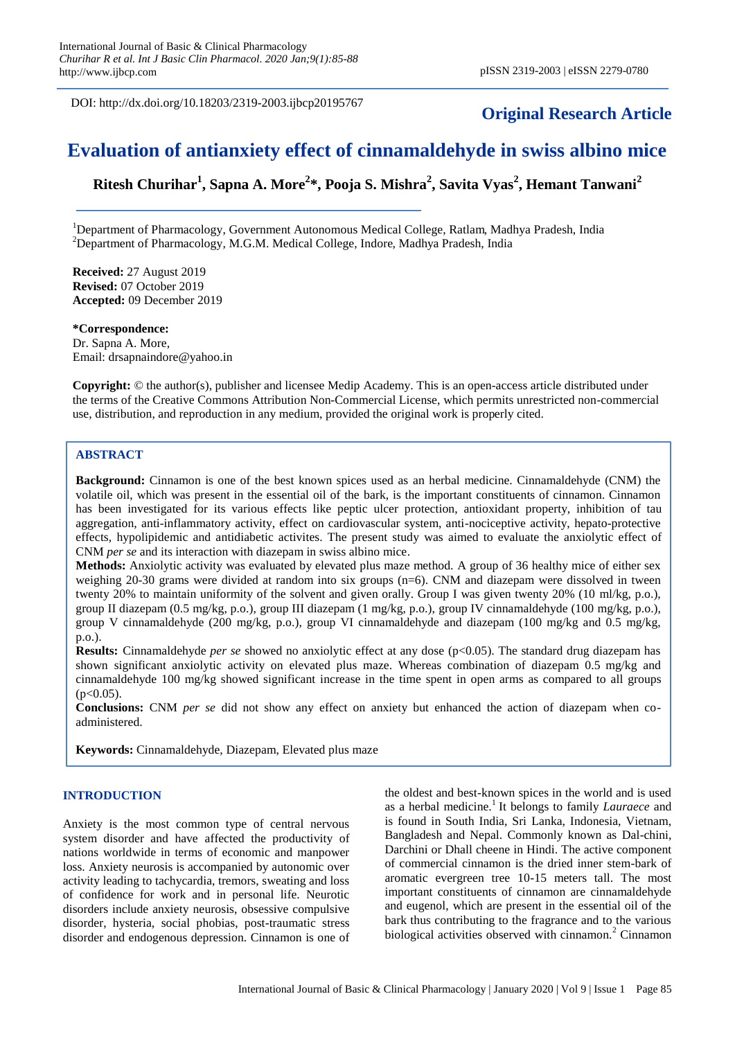DOI: http://dx.doi.org/10.18203/2319-2003.ijbcp20195767

**Original Research Article**

# Evaluation of antianxiety effect of cinnamaldehyde in swiss albino mice

**Ritesh Churihar[1], Sapna A. More[2]*, Pooja S. Mishra[2], Savita Vyas[2], Hemant Tanwani[2]**

[1]Department of Pharmacology, Government Autonomous Medical College, Ratlam, Madhya Pradesh, India
[2]Department of Pharmacology, M.G.M. Medical College, Indore, Madhya Pradesh, India

**Received:** 27 August 2019
**Revised:** 07 October 2019
**Accepted:** 09 December 2019

**\*Correspondence:**
Dr. Sapna A. More,
Email: drsapnaindore@yahoo.in

**Copyright:** © the author(s), publisher and licensee Medip Academy. This is an open-access article distributed under the terms of the Creative Commons Attribution Non-Commercial License, which permits unrestricted non-commercial use, distribution, and reproduction in any medium, provided the original work is properly cited.

## ABSTRACT

**Background:** Cinnamon is one of the best known spices used as an herbal medicine. Cinnamaldehyde (CNM) the volatile oil, which was present in the essential oil of the bark, is the important constituents of cinnamon. Cinnamon has been investigated for its various effects like peptic ulcer protection, antioxidant property, inhibition of tau aggregation, anti-inflammatory activity, effect on cardiovascular system, anti-nociceptive activity, hepato-protective effects, hypolipidemic and antidiabetic activites. The present study was aimed to evaluate the anxiolytic effect of CNM *per se* and its interaction with diazepam in swiss albino mice.

**Methods:** Anxiolytic activity was evaluated by elevated plus maze method. A group of 36 healthy mice of either sex weighing 20-30 grams were divided at random into six groups (n=6). CNM and diazepam were dissolved in tween twenty 20% to maintain uniformity of the solvent and given orally. Group I was given twenty 20% (10 ml/kg, p.o.), group II diazepam (0.5 mg/kg, p.o.), group III diazepam (1 mg/kg, p.o.), group IV cinnamaldehyde (100 mg/kg, p.o.), group V cinnamaldehyde (200 mg/kg, p.o.), group VI cinnamaldehyde and diazepam (100 mg/kg and 0.5 mg/kg, p.o.).

**Results:** Cinnamaldehyde *per se* showed no anxiolytic effect at any dose ($p<0.05$). The standard drug diazepam has shown significant anxiolytic activity on elevated plus maze. Whereas combination of diazepam 0.5 mg/kg and cinnamaldehyde 100 mg/kg showed significant increase in the time spent in open arms as compared to all groups ($p<0.05$).

**Conclusions:** CNM *per se* did not show any effect on anxiety but enhanced the action of diazepam when co-administered.

**Keywords:** Cinnamaldehyde, Diazepam, Elevated plus maze

## INTRODUCTION

Anxiety is the most common type of central nervous system disorder and have affected the productivity of nations worldwide in terms of economic and manpower loss. Anxiety neurosis is accompanied by autonomic over activity leading to tachycardia, tremors, sweating and loss of confidence for work and in personal life. Neurotic disorders include anxiety neurosis, obsessive compulsive disorder, hysteria, social phobias, post-traumatic stress disorder and endogenous depression. Cinnamon is one of the oldest and best-known spices in the world and is used as a herbal medicine.[1] It belongs to family *Lauraece* and is found in South India, Sri Lanka, Indonesia, Vietnam, Bangladesh and Nepal. Commonly known as Dal-chini, Darchini or Dhall cheene in Hindi. The active component of commercial cinnamon is the dried inner stem-bark of aromatic evergreen tree 10-15 meters tall. The most important constituents of cinnamon are cinnamaldehyde and eugenol, which are present in the essential oil of the bark thus contributing to the fragrance and to the various biological activities observed with cinnamon.[2] Cinnamon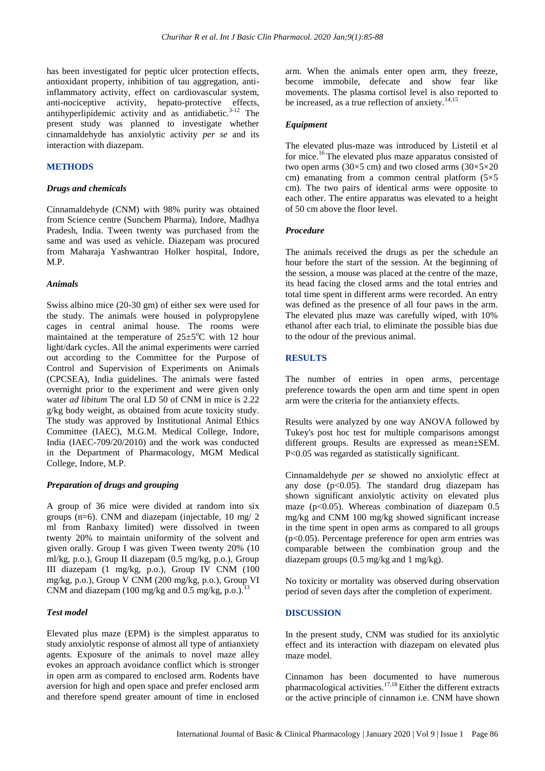has been investigated for peptic ulcer protection effects, antioxidant property, inhibition of tau aggregation, anti-inflammatory activity, effect on cardiovascular system, anti-nociceptive activity, hepato-protective effects, antihyperlipidemic activity and as antidiabetic.[3-12] The present study was planned to investigate whether cinnamaldehyde has anxiolytic activity *per se* and its interaction with diazepam.

## METHODS

### *Drugs and chemicals*

Cinnamaldehyde (CNM) with 98% purity was obtained from Science centre (Sunchem Pharma), Indore, Madhya Pradesh, India. Tween twenty was purchased from the same and was used as vehicle. Diazepam was procured from Maharaja Yashwantrao Holker hospital, Indore, M.P.

### *Animals*

Swiss albino mice (20-30 gm) of either sex were used for the study. The animals were housed in polypropylene cages in central animal house. The rooms were maintained at the temperature of $25\pm5^{o}$C with 12 hour light/dark cycles. All the animal experiments were carried out according to the Committee for the Purpose of Control and Supervision of Experiments on Animals (CPCSEA), India guidelines. The animals were fasted overnight prior to the experiment and were given only water *ad libitum* The oral LD 50 of CNM in mice is 2.22 g/kg body weight, as obtained from acute toxicity study. The study was approved by Institutional Animal Ethics Committee (IAEC), M.G.M. Medical College, Indore, India (IAEC-709/20/2010) and the work was conducted in the Department of Pharmacology, MGM Medical College, Indore, M.P.

### *Preparation of drugs and grouping*

A group of 36 mice were divided at random into six groups (n=6). CNM and diazepam (injectable, 10 mg/ 2 ml from Ranbaxy limited) were dissolved in tween twenty 20% to maintain uniformity of the solvent and given orally. Group I was given Tween twenty 20% (10 ml/kg, p.o.), Group II diazepam (0.5 mg/kg, p.o.), Group III diazepam (1 mg/kg, p.o.), Group IV CNM (100 mg/kg, p.o.), Group V CNM (200 mg/kg, p.o.), Group VI CNM and diazepam (100 mg/kg and 0.5 mg/kg, p.o.).[13]

### *Test model*

Elevated plus maze (EPM) is the simplest apparatus to study anxiolytic response of almost all type of antianxiety agents. Exposure of the animals to novel maze alley evokes an approach avoidance conflict which is stronger in open arm as compared to enclosed arm. Rodents have aversion for high and open space and prefer enclosed arm and therefore spend greater amount of time in enclosed arm. When the animals enter open arm, they freeze, become immobile, defecate and show fear like movements. The plasma cortisol level is also reported to be increased, as a true reflection of anxiety.[14,15]

### *Equipment*

The elevated plus-maze was introduced by Listetil et al for mice.[16] The elevated plus maze apparatus consisted of two open arms (30×5 cm) and two closed arms (30×5×20 cm) emanating from a common central platform (5×5 cm). The two pairs of identical arms were opposite to each other. The entire apparatus was elevated to a height of 50 cm above the floor level.

### *Procedure*

The animals received the drugs as per the schedule an hour before the start of the session. At the beginning of the session, a mouse was placed at the centre of the maze, its head facing the closed arms and the total entries and total time spent in different arms were recorded. An entry was defined as the presence of all four paws in the arm. The elevated plus maze was carefully wiped, with 10% ethanol after each trial, to eliminate the possible bias due to the odour of the previous animal.

## RESULTS

The number of entries in open arms, percentage preference towards the open arm and time spent in open arm were the criteria for the antianxiety effects.

Results were analyzed by one way ANOVA followed by Tukey's post hoc test for multiple comparisons amongst different groups. Results are expressed as mean±SEM. $P<0.05$ was regarded as statistically significant.

Cinnamaldehyde *per se* showed no anxiolytic effect at any dose ($p<0.05$). The standard drug diazepam has shown significant anxiolytic activity on elevated plus maze ($p<0.05$). Whereas combination of diazepam 0.5 mg/kg and CNM 100 mg/kg showed significant increase in the time spent in open arms as compared to all groups ($p<0.05$). Percentage preference for open arm entries was comparable between the combination group and the diazepam groups (0.5 mg/kg and 1 mg/kg).

No toxicity or mortality was observed during observation period of seven days after the completion of experiment.

## DISCUSSION

In the present study, CNM was studied for its anxiolytic effect and its interaction with diazepam on elevated plus maze model.

Cinnamon has been documented to have numerous pharmacological activities.[17,18] Either the different extracts or the active principle of cinnamon i.e. CNM have shown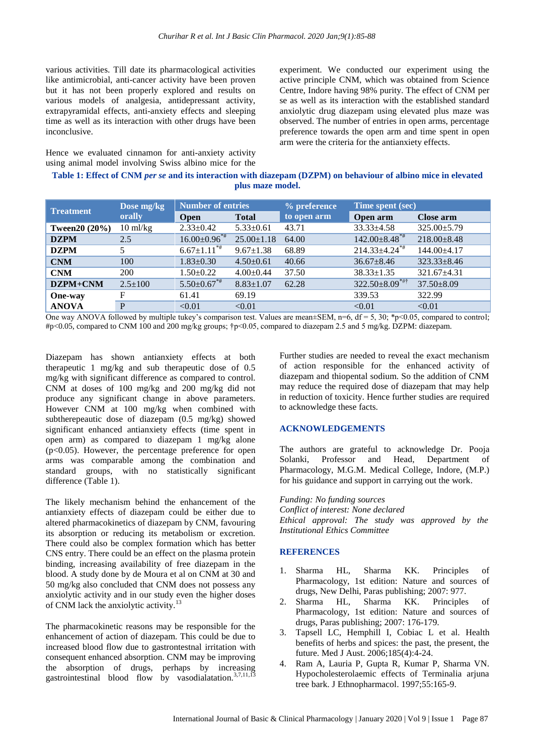various activities. Till date its pharmacological activities like antimicrobial, anti-cancer activity have been proven but it has not been properly explored and results on various models of analgesia, antidepressant activity, extrapyramidal effects, anti-anxiety effects and sleeping time as well as its interaction with other drugs have been inconclusive.

Hence we evaluated cinnamon for anti-anxiety activity using animal model involving Swiss albino mice for the experiment. We conducted our experiment using the active principle CNM, which was obtained from Science Centre, Indore having 98% purity. The effect of CNM per se as well as its interaction with the established standard anxiolytic drug diazepam using elevated plus maze was observed. The number of entries in open arms, percentage preference towards the open arm and time spent in open arm were the criteria for the antianxiety effects.

**Table 1: Effect of CNM *per se* and its interaction with diazepam (DZPM) on behaviour of albino mice in elevated plus maze model.**

| Treatment | Dose mg/kg orally | Number of entries | | % preference to open arm | Time spent (sec) | |
|---|---|---|---|---|---|---|
| | | Open | Total | | Open arm | Close arm |
| **Tween20 (20%)** | 10 ml/kg | 2.33±0.42 | 5.33±0.61 | 43.71 | 33.33±4.58 | 325.00±5.79 |
| **DZPM** | 2.5 | 16.00±0.96*# | 25.00±1.18 | 64.00 | 142.00±8.48*# | 218.00±8.48 |
| **DZPM** | 5 | 6.67±1.11*# | 9.67±1.38 | 68.89 | 214.33±4.24*# | 144.00±4.17 |
| **CNM** | 100 | 1.83±0.30 | 4.50±0.61 | 40.66 | 36.67±8.46 | 323.33±8.46 |
| **CNM** | 200 | 1.50±0.22 | 4.00±0.44 | 37.50 | 38.33±1.35 | 321.67±4.31 |
| **DZPM+CNM** | 2.5±100 | 5.50±0.67*# | 8.83±1.07 | 62.28 | 322.50±8.09*#† | 37.50±8.09 |
| **One-way ANOVA** | F | 61.41 | 69.19 | | 339.53 | 322.99 |
| | P | <0.01 | <0.01 | | <0.01 | <0.01 |

One way ANOVA followed by multiple tukey's comparison test. Values are mean±SEM, n=6, df = 5, 30; *p<0.05, compared to control; #p<0.05, compared to CNM 100 and 200 mg/kg groups; †p<0.05, compared to diazepam 2.5 and 5 mg/kg. DZPM: diazepam.

Diazepam has shown antianxiety effects at both therapeutic 1 mg/kg and sub therapeutic dose of 0.5 mg/kg with significant difference as compared to control. CNM at doses of 100 mg/kg and 200 mg/kg did not produce any significant change in above parameters. However CNM at 100 mg/kg when combined with subtherepeautic dose of diazepam (0.5 mg/kg) showed significant enhanced antianxiety effects (time spent in open arm) as compared to diazepam 1 mg/kg alone (p<0.05). However, the percentage preference for open arms was comparable among the combination and standard groups, with no statistically significant difference (Table 1).

The likely mechanism behind the enhancement of the antianxiety effects of diazepam could be either due to altered pharmacokinetics of diazepam by CNM, favouring its absorption or reducing its metabolism or excretion. There could also be complex formation which has better CNS entry. There could be an effect on the plasma protein binding, increasing availability of free diazepam in the blood. A study done by de Moura et al on CNM at 30 and 50 mg/kg also concluded that CNM does not possess any anxiolytic activity and in our study even the higher doses of CNM lack the anxiolytic activity.[13]

The pharmacokinetic reasons may be responsible for the enhancement of action of diazepam. This could be due to increased blood flow due to gastrontestnal irritation with consequent enhanced absorption. CNM may be improving the absorption of drugs, perhaps by increasing gastrointestinal blood flow by vasodialatation.[3,7,11,13]

Further studies are needed to reveal the exact mechanism of action responsible for the enhanced activity of diazepam and thiopental sodium. So the addition of CNM may reduce the required dose of diazepam that may help in reduction of toxicity. Hence further studies are required to acknowledge these facts.

## ACKNOWLEDGEMENTS

The authors are grateful to acknowledge Dr. Pooja Solanki, Professor and Head, Department of Pharmacology, M.G.M. Medical College, Indore, (M.P.) for his guidance and support in carrying out the work.

*Funding: No funding sources*
*Conflict of interest: None declared*
*Ethical approval: The study was approved by the Institutional Ethics Committee*

## REFERENCES

1. Sharma HL, Sharma KK. Principles of Pharmacology, 1st edition: Nature and sources of drugs, New Delhi, Paras publishing; 2007: 977.
2. Sharma HL, Sharma KK. Principles of Pharmacology, 1st edition: Nature and sources of drugs, Paras publishing; 2007: 176-179.
3. Tapsell LC, Hemphill I, Cobiac L et al. Health benefits of herbs and spices: the past, the present, the future. Med J Aust. 2006;185(4):4-24.
4. Ram A, Lauria P, Gupta R, Kumar P, Sharma VN. Hypocholesterolaemic effects of Terminalia arjuna tree bark. J Ethnopharmacol. 1997;55:165-9.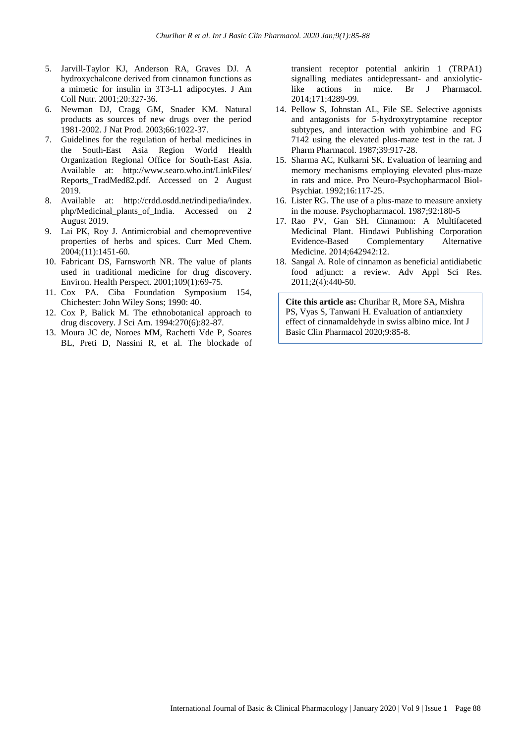5. Jarvill-Taylor KJ, Anderson RA, Graves DJ. A hydroxychalcone derived from cinnamon functions as a mimetic for insulin in 3T3-L1 adipocytes. J Am Coll Nutr. 2001;20:327-36.
6. Newman DJ, Cragg GM, Snader KM. Natural products as sources of new drugs over the period 1981-2002. J Nat Prod. 2003;66:1022-37.
7. Guidelines for the regulation of herbal medicines in the South-East Asia Region World Health Organization Regional Office for South-East Asia. Available at: http://www.searo.who.int/LinkFiles/Reports_TradMed82.pdf. Accessed on 2 August 2019.
8. Available at: http://crdd.osdd.net/indipedia/index.php/Medicinal_plants_of_India. Accessed on 2 August 2019.
9. Lai PK, Roy J. Antimicrobial and chemopreventive properties of herbs and spices. Curr Med Chem. 2004;(11):1451-60.
10. Fabricant DS, Farnsworth NR. The value of plants used in traditional medicine for drug discovery. Environ. Health Perspect. 2001;109(1):69-75.
11. Cox PA. Ciba Foundation Symposium 154, Chichester: John Wiley Sons; 1990: 40.
12. Cox P, Balick M. The ethnobotanical approach to drug discovery. J Sci Am. 1994:270(6):82-87.
13. Moura JC de, Noroes MM, Rachetti Vde P, Soares BL, Preti D, Nassini R, et al. The blockade of transient receptor potential ankirin 1 (TRPA1) signalling mediates antidepressant- and anxiolytic-like actions in mice. Br J Pharmacol. 2014;171:4289-99.
14. Pellow S, Johnstan AL, File SE. Selective agonists and antagonists for 5-hydroxytryptamine receptor subtypes, and interaction with yohimbine and FG 7142 using the elevated plus-maze test in the rat. J Pharm Pharmacol. 1987;39:917-28.
15. Sharma AC, Kulkarni SK. Evaluation of learning and memory mechanisms employing elevated plus-maze in rats and mice. Pro Neuro-Psychopharmacol Biol-Psychiat. 1992;16:117-25.
16. Lister RG. The use of a plus-maze to measure anxiety in the mouse. Psychopharmacol. 1987;92:180-5
17. Rao PV, Gan SH. Cinnamon: A Multifaceted Medicinal Plant. Hindawi Publishing Corporation Evidence-Based Complementary Alternative Medicine. 2014;642942:12.
18. Sangal A. Role of cinnamon as beneficial antidiabetic food adjunct: a review. Adv Appl Sci Res. 2011;2(4):440-50.

**Cite this article as:** Churihar R, More SA, Mishra PS, Vyas S, Tanwani H. Evaluation of antianxiety effect of cinnamaldehyde in swiss albino mice. Int J Basic Clin Pharmacol 2020;9:85-8.